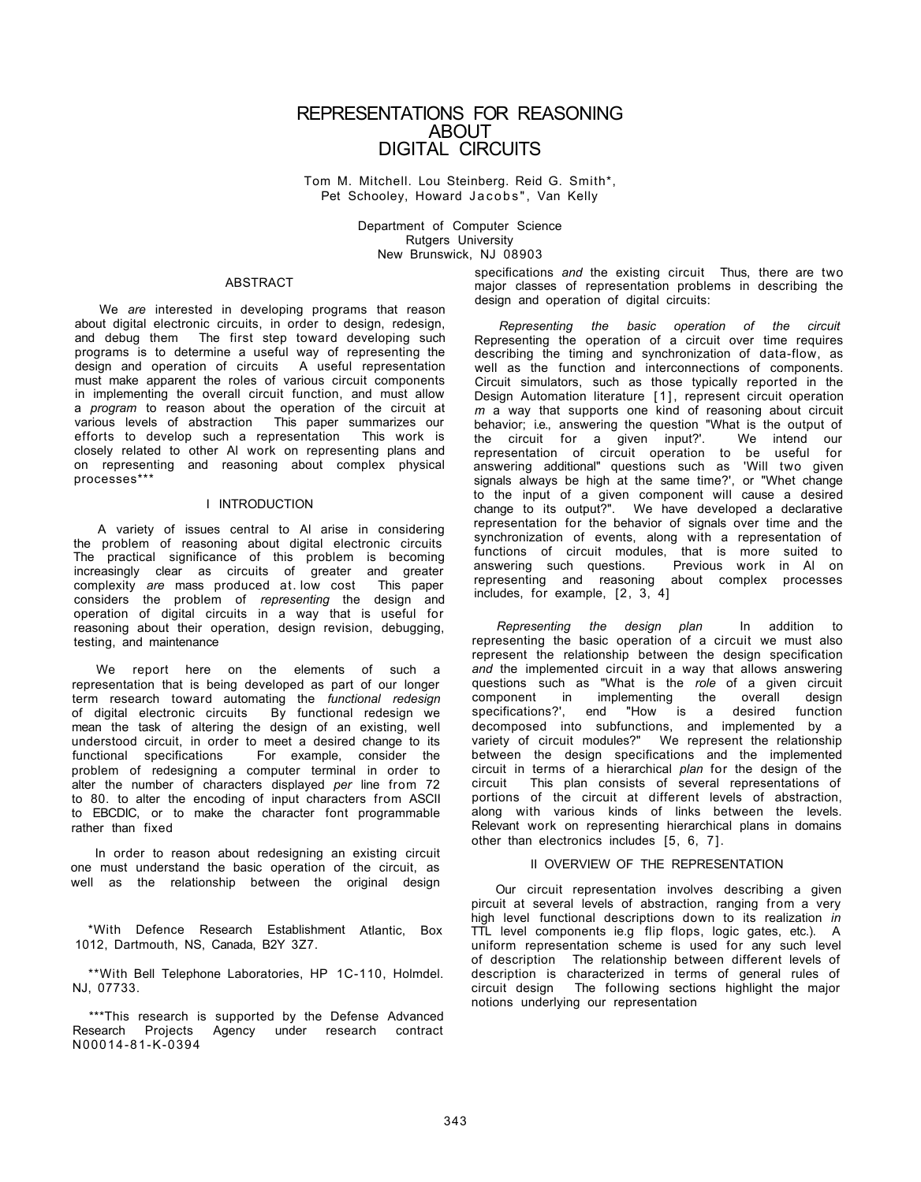# REPRESENTATIONS FOR REASONING ABOUT DIGITAL CIRCUITS

Tom M. Mitchell. Lou Steinberg. Reid G. Smith*, Pet Schooley, Howard Jacobs", Van Kelly

Department of Computer Science
Rutgers University
New Brunswick, NJ 08903

## ABSTRACT

We *are* interested in developing programs that reason about digital electronic circuits, in order to design, redesign, and debug them The first step toward developing such programs is to determine a useful way of representing the design and operation of circuits A useful representation must make apparent the roles of various circuit components in implementing the overall circuit function, and must allow a *program* to reason about the operation of the circuit at various levels of abstraction This paper summarizes our efforts to develop such a representation This work is closely related to other Al work on representing plans and on representing and reasoning about complex physical processes***

## I INTRODUCTION

A variety of issues central to Al arise in considering the problem of reasoning about digital electronic circuits The practical significance of this problem is becoming increasingly clear as circuits of greater and greater complexity *are* mass produced at. low cost This paper considers the problem of *representing* the design and operation of digital circuits in a way that is useful for reasoning about their operation, design revision, debugging, testing, and maintenance

We report here on the elements of such a representation that is being developed as part of our longer term research toward automating the *functional redesign* of digital electronic circuits By functional redesign we mean the task of altering the design of an existing, well understood circuit, in order to meet a desired change to its functional specifications For example, consider the problem of redesigning a computer terminal in order to alter the number of characters displayed *per* line from 72 to 80. to alter the encoding of input characters from ASCII to EBCDIC, or to make the character font programmable rather than fixed

In order to reason about redesigning an existing circuit one must understand the basic operation of the circuit, as well as the relationship between the original design specifications *and* the existing circuit Thus, there are two major classes of representation problems in describing the design and operation of digital circuits:

*Representing the basic operation of the circuit* Representing the operation of a circuit over time requires describing the timing and synchronization of data-flow, as well as the function and interconnections of components. Circuit simulators, such as those typically reported in the Design Automation literature [1], represent circuit operation *m* a way that supports one kind of reasoning about circuit behavior; i.e., answering the question "What is the output of the circuit for a given input?'. We intend our representation of circuit operation to be useful for answering additional" questions such as 'Will two given signals always be high at the same time?', or "Whet change to the input of a given component will cause a desired change to its output?". We have developed a declarative representation for the behavior of signals over time and the synchronization of events, along with a representation of functions of circuit modules, that is more suited to answering such questions. Previous work in AI on representing and reasoning about complex processes includes, for example, [2, 3, 4]

*Representing the design plan* In addition to representing the basic operation of a circuit we must also represent the relationship between the design specification *and* the implemented circuit in a way that allows answering questions such as "What is the *role* of a given circuit component in implementing the overall design specifications?', end "How is a desired function decomposed into subfunctions, and implemented by a variety of circuit modules?" We represent the relationship between the design specifications and the implemented circuit in terms of a hierarchical *plan* for the design of the circuit This plan consists of several representations of portions of the circuit at different levels of abstraction, along with various kinds of links between the levels. Relevant work on representing hierarchical plans in domains other than electronics includes [5, 6, 7].

## II OVERVIEW OF THE REPRESENTATION

Our circuit representation involves describing a given pircuit at several levels of abstraction, ranging from a very high level functional descriptions down to its realization *in* TTL level components ie.g flip flops, logic gates, etc.). A uniform representation scheme is used for any such level of description The relationship between different levels of description is characterized in terms of general rules of circuit design The following sections highlight the major notions underlying our representation

---

*With Defence Research Establishment Atlantic, Box 1012, Dartmouth, NS, Canada, B2Y 3Z7.

**With Bell Telephone Laboratories, HP 1C-110, Holmdel. NJ, 07733.

***This research is supported by the Defense Advanced Research Projects Agency under research contract N00014-81-K-0394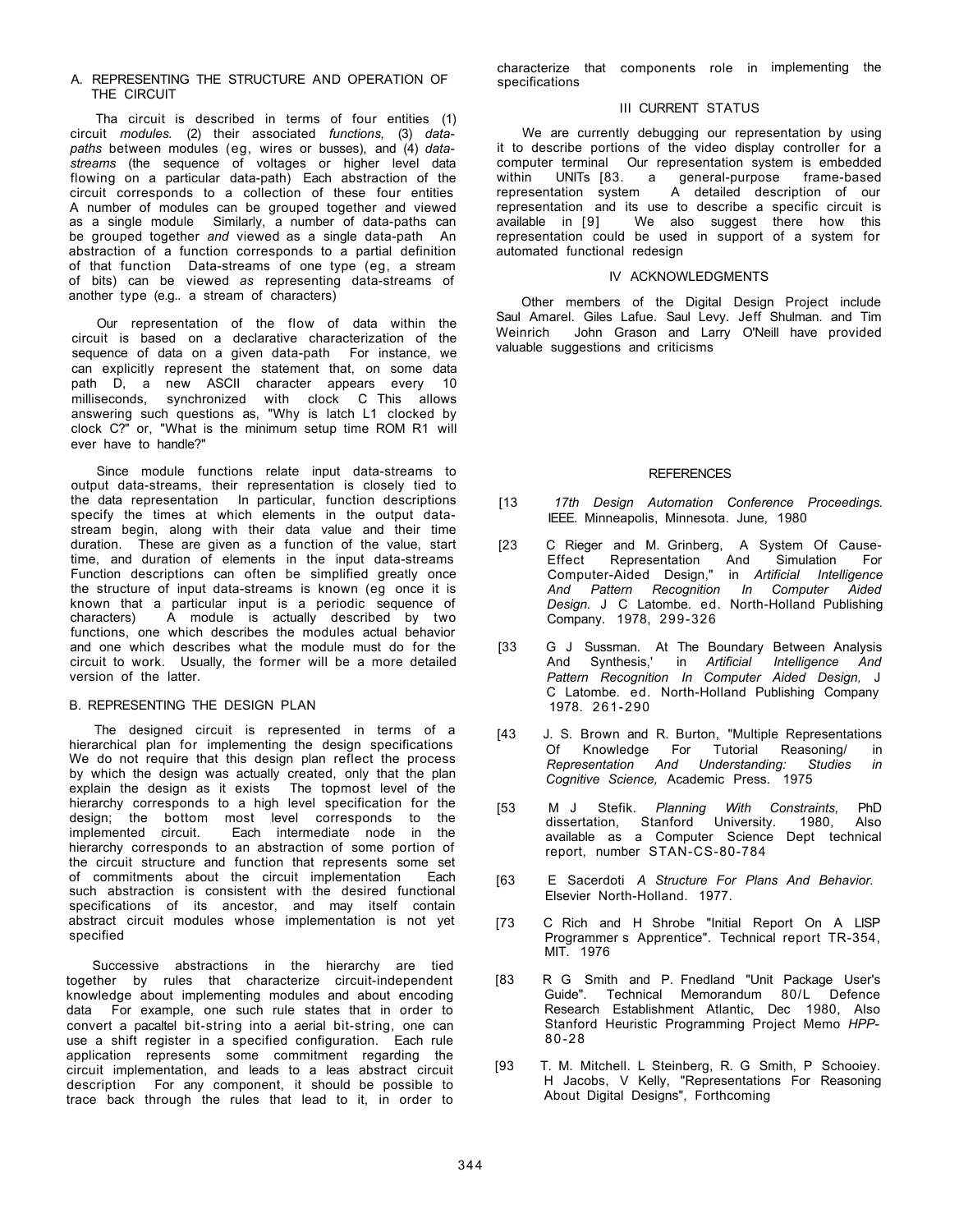### A. REPRESENTING THE STRUCTURE AND OPERATION OF THE CIRCUIT

Tha circuit is described in terms of four entities (1) circuit *modules.* (2) their associated *functions,* (3) *data-paths* between modules (eg, wires or busses), and (4) *data-streams* (the sequence of voltages or higher level data flowing on a particular data-path) Each abstraction of the circuit corresponds to a collection of these four entities A number of modules can be grouped together and viewed as a single module Similarly, a number of data-paths can be grouped together *and* viewed as a single data-path An abstraction of a function corresponds to a partial definition of that function Data-streams of one type (eg, a stream of bits) can be viewed *as* representing data-streams of another type (e.g.. a stream of characters)

Our representation of the flow of data within the circuit is based on a declarative characterization of the sequence of data on a given data-path For instance, we can explicitly represent the statement that, on some data path D, a new ASCII character appears every 10 milliseconds, synchronized with clock C This allows answering such questions as, "Why is latch L1 clocked by clock C?" or, "What is the minimum setup time ROM R1 will ever have to handle?"

Since module functions relate input data-streams to output data-streams, their representation is closely tied to the data representation In particular, function descriptions specify the times at which elements in the output data-stream begin, along with their data value and their time duration. These are given as a function of the value, start time, and duration of elements in the input data-streams Function descriptions can often be simplified greatly once the structure of input data-streams is known (eg once it is known that a particular input is a periodic sequence of characters) A module is actually described by two functions, one which describes the modules actual behavior and one which describes what the module must do for the circuit to work. Usually, the former will be a more detailed version of the latter.

### B. REPRESENTING THE DESIGN PLAN

The designed circuit is represented in terms of a hierarchical plan for implementing the design specifications We do not require that this design plan reflect the process by which the design was actually created, only that the plan explain the design as it exists The topmost level of the hierarchy corresponds to a high level specification for the design; the bottom most level corresponds to the implemented circuit. Each intermediate node in the hierarchy corresponds to an abstraction of some portion of the circuit structure and function that represents some set of commitments about the circuit implementation Each such abstraction is consistent with the desired functional specifications of its ancestor, and may itself contain abstract circuit modules whose implementation is not yet specified

Successive abstractions in the hierarchy are tied together by rules that characterize circuit-independent knowledge about implementing modules and about encoding data For example, one such rule states that in order to convert a pacaltel bit-string into a aerial bit-string, one can use a shift register in a specified configuration. Each rule application represents some commitment regarding the circuit implementation, and leads to a leas abstract circuit description For any component, it should be possible to trace back through the rules that lead to it, in order to characterize that components role in implementing the specifications

## III CURRENT STATUS

We are currently debugging our representation by using it to describe portions of the video display controller for a computer terminal Our representation system is embedded within UNITs [83. a general-purpose frame-based representation system A detailed description of our representation and its use to describe a specific circuit is available in [9] We also suggest there how this representation could be used in support of a system for automated functional redesign

## IV ACKNOWLEDGMENTS

Other members of the Digital Design Project include Saul Amarel. Giles Lafue. Saul Levy. Jeff Shulman. and Tim Weinrich John Grason and Larry O'Neill have provided valuable suggestions and criticisms

## REFERENCES

[13 *17th Design Automation Conference Proceedings.* IEEE. Minneapolis, Minnesota. June, 1980

[23 C Rieger and M. Grinberg, A System Of Cause-Effect Representation And Simulation For Computer-Aided Design," in *Artificial Intelligence And Pattern Recognition In Computer Aided Design.* J C Latombe. ed. North-Holland Publishing Company. 1978, 299-326

[33 G J Sussman. At The Boundary Between Analysis And Synthesis,' in *Artificial Intelligence And Pattern Recognition In Computer Aided Design,* J C Latombe. ed. North-Holland Publishing Company 1978. 261-290

[43 J. S. Brown and R. Burton, "Multiple Representations Of Knowledge For Tutorial Reasoning/ in *Representation And Understanding: Studies in Cognitive Science,* Academic Press. 1975

[53 M J Stefik. *Planning With Constraints,* PhD dissertation, Stanford University. 1980, Also available as a Computer Science Dept technical report, number STAN-CS-80-784

[63 E Sacerdoti *A Structure For Plans And Behavior.* Elsevier North-Holland. 1977.

[73 C Rich and H Shrobe "Initial Report On A LISP Programmer s Apprentice". Technical report TR-354, MIT. 1976

[83 R G Smith and P. Fnedland "Unit Package User's Guide". Technical Memorandum 80/L Defence Research Establishment Atlantic, Dec 1980, Also Stanford Heuristic Programming Project Memo *HPP*-80-28

[93 T. M. Mitchell. L Steinberg, R. G Smith, P Schooiey. H Jacobs, V Kelly, "Representations For Reasoning About Digital Designs", Forthcoming